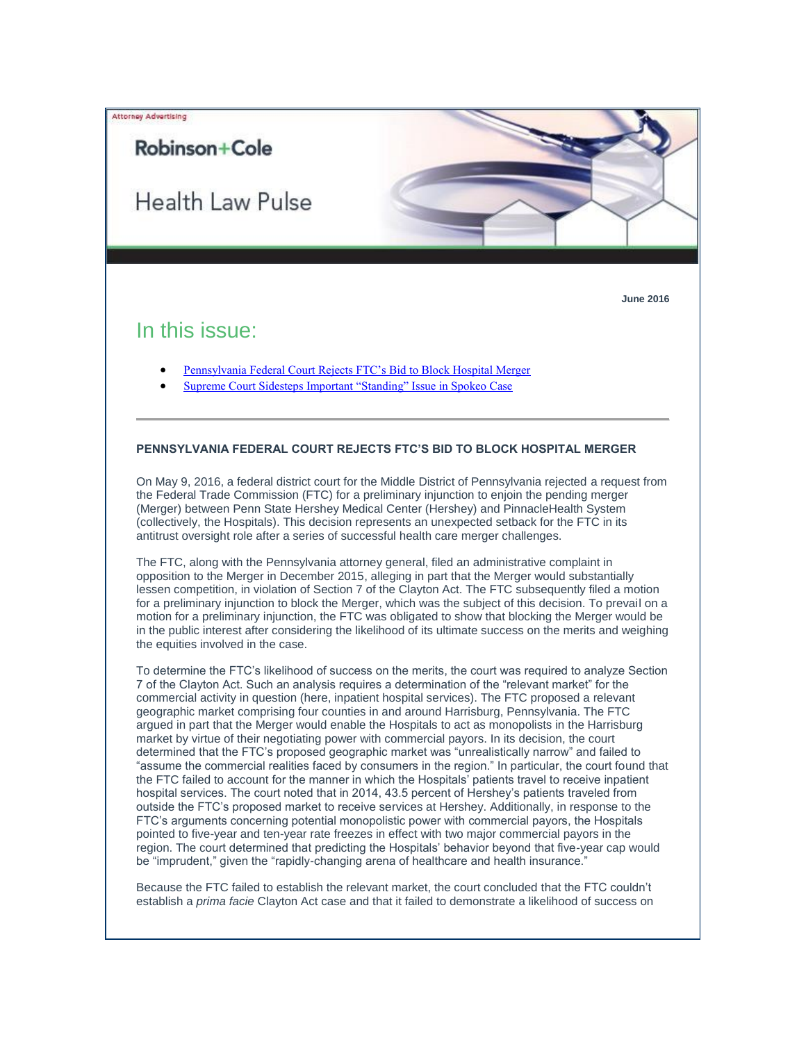Attorney Advertising

Robinson+Cole

# Health Law Pulse

June 2016

## In this issue:

- Pennsylvania Federal Court Rejects FTC's Bid to Block Hospital Merger
- Supreme Court Sidesteps Important "Standing" Issue in Spokeo Case

---

### PENNSYLVANIA FEDERAL COURT REJECTS FTC'S BID TO BLOCK HOSPITAL MERGER

On May 9, 2016, a federal district court for the Middle District of Pennsylvania rejected a request from the Federal Trade Commission (FTC) for a preliminary injunction to enjoin the pending merger (Merger) between Penn State Hershey Medical Center (Hershey) and PinnacleHealth System (collectively, the Hospitals). This decision represents an unexpected setback for the FTC in its antitrust oversight role after a series of successful health care merger challenges.

The FTC, along with the Pennsylvania attorney general, filed an administrative complaint in opposition to the Merger in December 2015, alleging in part that the Merger would substantially lessen competition, in violation of Section 7 of the Clayton Act. The FTC subsequently filed a motion for a preliminary injunction to block the Merger, which was the subject of this decision. To prevail on a motion for a preliminary injunction, the FTC was obligated to show that blocking the Merger would be in the public interest after considering the likelihood of its ultimate success on the merits and weighing the equities involved in the case.

To determine the FTC's likelihood of success on the merits, the court was required to analyze Section 7 of the Clayton Act. Such an analysis requires a determination of the "relevant market" for the commercial activity in question (here, inpatient hospital services). The FTC proposed a relevant geographic market comprising four counties in and around Harrisburg, Pennsylvania. The FTC argued in part that the Merger would enable the Hospitals to act as monopolists in the Harrisburg market by virtue of their negotiating power with commercial payors. In its decision, the court determined that the FTC's proposed geographic market was "unrealistically narrow" and failed to "assume the commercial realities faced by consumers in the region." In particular, the court found that the FTC failed to account for the manner in which the Hospitals' patients travel to receive inpatient hospital services. The court noted that in 2014, 43.5 percent of Hershey's patients traveled from outside the FTC's proposed market to receive services at Hershey. Additionally, in response to the FTC's arguments concerning potential monopolistic power with commercial payors, the Hospitals pointed to five-year and ten-year rate freezes in effect with two major commercial payors in the region. The court determined that predicting the Hospitals' behavior beyond that five-year cap would be "imprudent," given the "rapidly-changing arena of healthcare and health insurance."

Because the FTC failed to establish the relevant market, the court concluded that the FTC couldn't establish a *prima facie* Clayton Act case and that it failed to demonstrate a likelihood of success on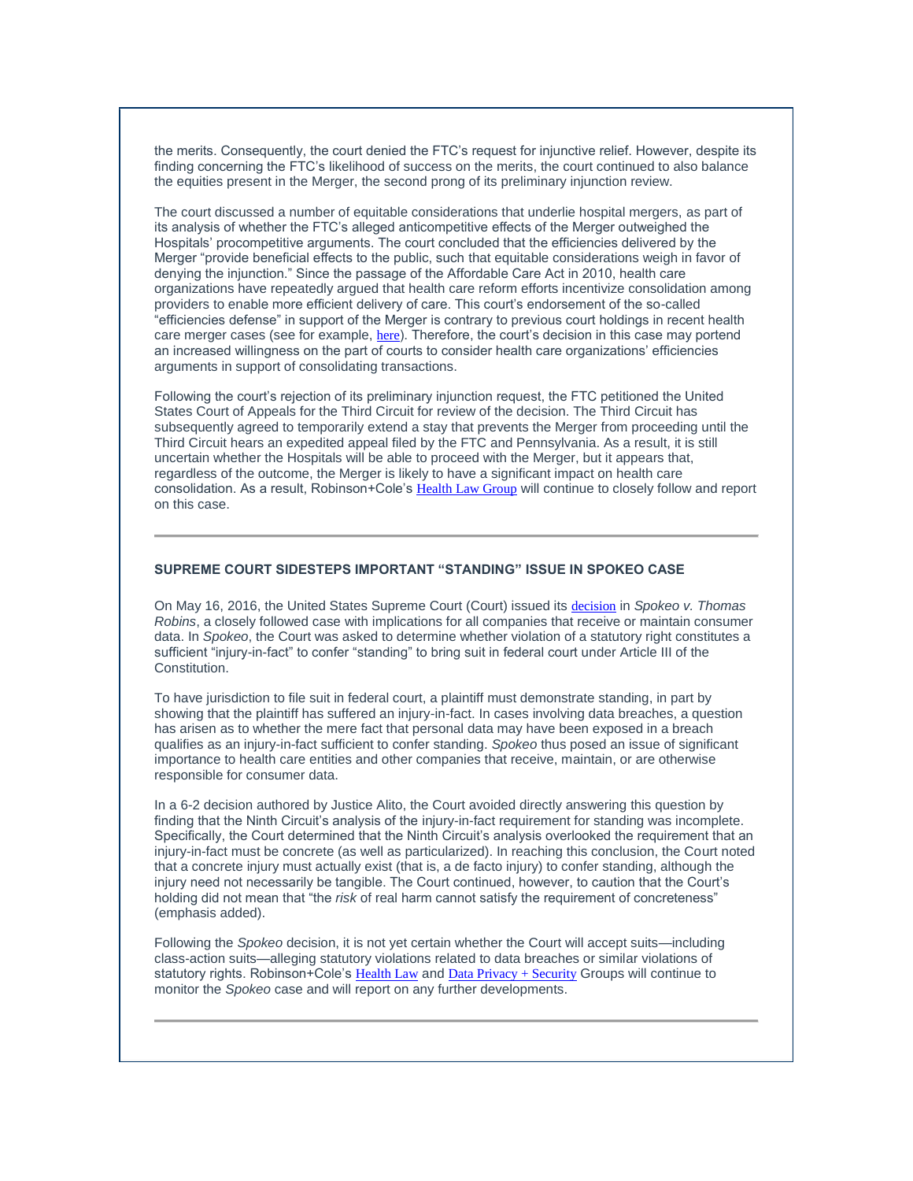the merits. Consequently, the court denied the FTC's request for injunctive relief. However, despite its finding concerning the FTC's likelihood of success on the merits, the court continued to also balance the equities present in the Merger, the second prong of its preliminary injunction review.

The court discussed a number of equitable considerations that underlie hospital mergers, as part of its analysis of whether the FTC's alleged anticompetitive effects of the Merger outweighed the Hospitals' procompetitive arguments. The court concluded that the efficiencies delivered by the Merger "provide beneficial effects to the public, such that equitable considerations weigh in favor of denying the injunction." Since the passage of the Affordable Care Act in 2010, health care organizations have repeatedly argued that health care reform efforts incentivize consolidation among providers to enable more efficient delivery of care. This court's endorsement of the so-called "efficiencies defense" in support of the Merger is contrary to previous court holdings in recent health care merger cases (see for example, here). Therefore, the court's decision in this case may portend an increased willingness on the part of courts to consider health care organizations' efficiencies arguments in support of consolidating transactions.

Following the court's rejection of its preliminary injunction request, the FTC petitioned the United States Court of Appeals for the Third Circuit for review of the decision. The Third Circuit has subsequently agreed to temporarily extend a stay that prevents the Merger from proceeding until the Third Circuit hears an expedited appeal filed by the FTC and Pennsylvania. As a result, it is still uncertain whether the Hospitals will be able to proceed with the Merger, but it appears that, regardless of the outcome, the Merger is likely to have a significant impact on health care consolidation. As a result, Robinson+Cole's Health Law Group will continue to closely follow and report on this case.

---

## SUPREME COURT SIDESTEPS IMPORTANT "STANDING" ISSUE IN SPOKEO CASE

On May 16, 2016, the United States Supreme Court (Court) issued its decision in *Spokeo v. Thomas Robins*, a closely followed case with implications for all companies that receive or maintain consumer data. In *Spokeo*, the Court was asked to determine whether violation of a statutory right constitutes a sufficient "injury-in-fact" to confer "standing" to bring suit in federal court under Article III of the Constitution.

To have jurisdiction to file suit in federal court, a plaintiff must demonstrate standing, in part by showing that the plaintiff has suffered an injury-in-fact. In cases involving data breaches, a question has arisen as to whether the mere fact that personal data may have been exposed in a breach qualifies as an injury-in-fact sufficient to confer standing. *Spokeo* thus posed an issue of significant importance to health care entities and other companies that receive, maintain, or are otherwise responsible for consumer data.

In a 6-2 decision authored by Justice Alito, the Court avoided directly answering this question by finding that the Ninth Circuit's analysis of the injury-in-fact requirement for standing was incomplete. Specifically, the Court determined that the Ninth Circuit's analysis overlooked the requirement that an injury-in-fact must be concrete (as well as particularized). In reaching this conclusion, the Court noted that a concrete injury must actually exist (that is, a de facto injury) to confer standing, although the injury need not necessarily be tangible. The Court continued, however, to caution that the Court's holding did not mean that "the *risk* of real harm cannot satisfy the requirement of concreteness" (emphasis added).

Following the *Spokeo* decision, it is not yet certain whether the Court will accept suits—including class-action suits—alleging statutory violations related to data breaches or similar violations of statutory rights. Robinson+Cole's Health Law and Data Privacy + Security Groups will continue to monitor the *Spokeo* case and will report on any further developments.

---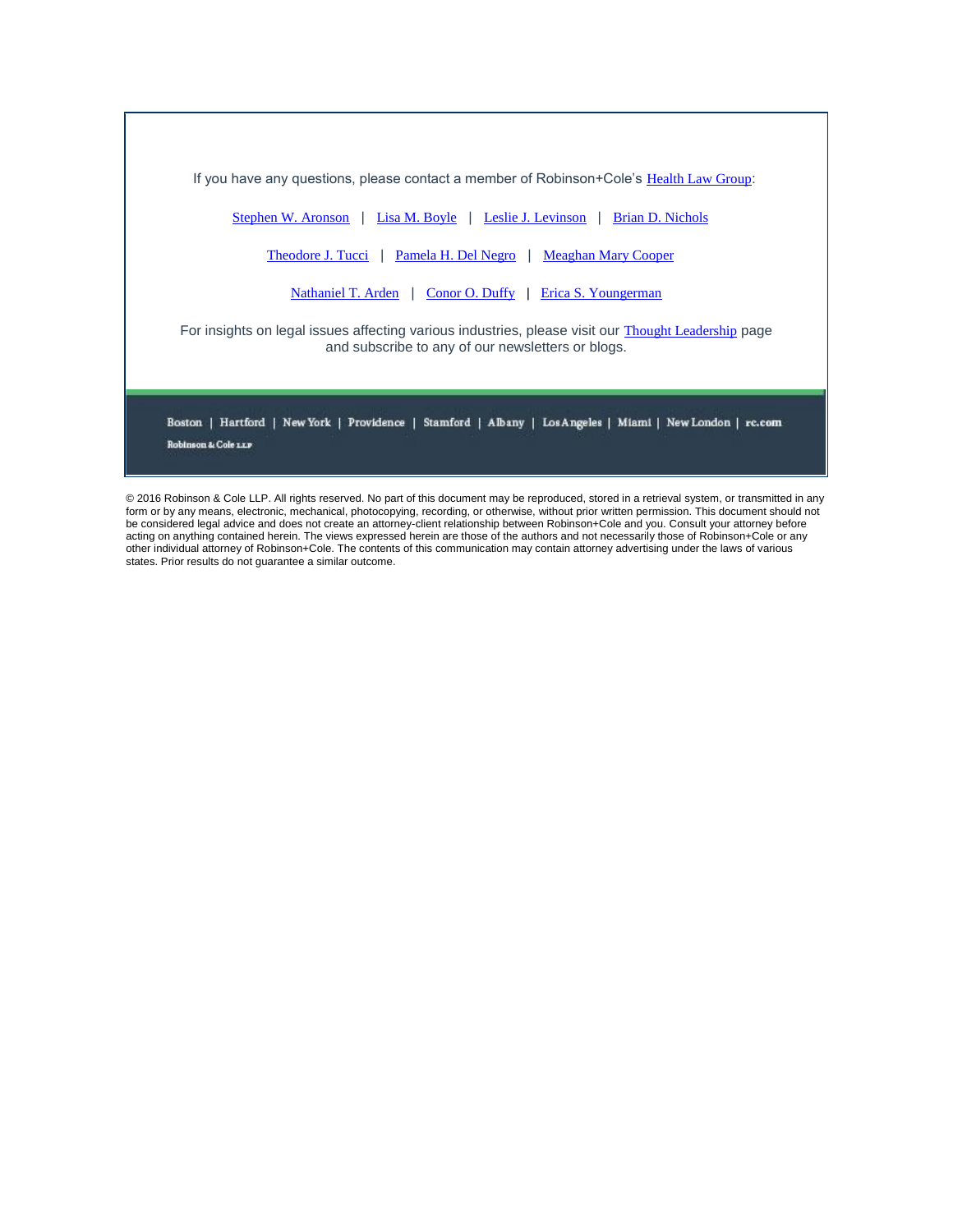If you have any questions, please contact a member of Robinson+Cole's Health Law Group:

Stephen W. Aronson | Lisa M. Boyle | Leslie J. Levinson | Brian D. Nichols

Theodore J. Tucci | Pamela H. Del Negro | Meaghan Mary Cooper

Nathaniel T. Arden | Conor O. Duffy | Erica S. Youngerman

For insights on legal issues affecting various industries, please visit our Thought Leadership page and subscribe to any of our newsletters or blogs.

Boston | Hartford | New York | Providence | Stamford | Albany | Los Angeles | Miami | New London | rc.com

Robinson & Cole LLP

© 2016 Robinson & Cole LLP. All rights reserved. No part of this document may be reproduced, stored in a retrieval system, or transmitted in any form or by any means, electronic, mechanical, photocopying, recording, or otherwise, without prior written permission. This document should not be considered legal advice and does not create an attorney-client relationship between Robinson+Cole and you. Consult your attorney before acting on anything contained herein. The views expressed herein are those of the authors and not necessarily those of Robinson+Cole or any other individual attorney of Robinson+Cole. The contents of this communication may contain attorney advertising under the laws of various states. Prior results do not guarantee a similar outcome.